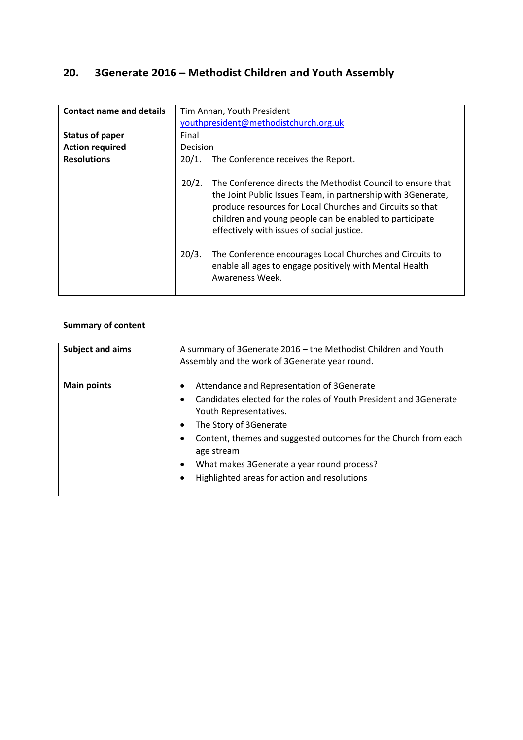# 20. 3Generate 2016 – Methodist Children and Youth Assembly

| **Contact name and details** | Tim Annan, Youth President<br>youthpresident@methodistchurch.org.uk |
|---|---|
| **Status of paper** | Final |
| **Action required** | Decision |
| **Resolutions** | 20/1. The Conference receives the Report.<br><br>20/2. The Conference directs the Methodist Council to ensure that the Joint Public Issues Team, in partnership with 3Generate, produce resources for Local Churches and Circuits so that children and young people can be enabled to participate effectively with issues of social justice.<br><br>20/3. The Conference encourages Local Churches and Circuits to enable all ages to engage positively with Mental Health Awareness Week. |

**Summary of content**

| **Subject and aims** | A summary of 3Generate 2016 – the Methodist Children and Youth Assembly and the work of 3Generate year round. |
|---|---|
| **Main points** | • Attendance and Representation of 3Generate<br>• Candidates elected for the roles of Youth President and 3Generate Youth Representatives.<br>• The Story of 3Generate<br>• Content, themes and suggested outcomes for the Church from each age stream<br>• What makes 3Generate a year round process?<br>• Highlighted areas for action and resolutions |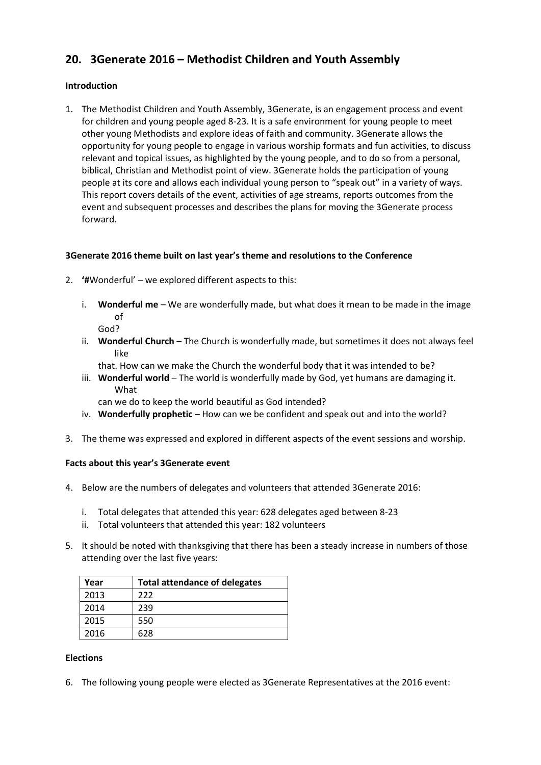## 20. 3Generate 2016 – Methodist Children and Youth Assembly

### Introduction

1. The Methodist Children and Youth Assembly, 3Generate, is an engagement process and event for children and young people aged 8-23. It is a safe environment for young people to meet other young Methodists and explore ideas of faith and community. 3Generate allows the opportunity for young people to engage in various worship formats and fun activities, to discuss relevant and topical issues, as highlighted by the young people, and to do so from a personal, biblical, Christian and Methodist point of view. 3Generate holds the participation of young people at its core and allows each individual young person to "speak out" in a variety of ways. This report covers details of the event, activities of age streams, reports outcomes from the event and subsequent processes and describes the plans for moving the 3Generate process forward.

### 3Generate 2016 theme built on last year's theme and resolutions to the Conference

2. **'#**Wonderful' – we explored different aspects to this:

   i. **Wonderful me** – We are wonderfully made, but what does it mean to be made in the image of God?
   ii. **Wonderful Church** – The Church is wonderfully made, but sometimes it does not always feel like that. How can we make the Church the wonderful body that it was intended to be?
   iii. **Wonderful world** – The world is wonderfully made by God, yet humans are damaging it. What can we do to keep the world beautiful as God intended?
   iv. **Wonderfully prophetic** – How can we be confident and speak out and into the world?

3. The theme was expressed and explored in different aspects of the event sessions and worship.

### Facts about this year's 3Generate event

4. Below are the numbers of delegates and volunteers that attended 3Generate 2016:

   i. Total delegates that attended this year: 628 delegates aged between 8-23
   ii. Total volunteers that attended this year: 182 volunteers

5. It should be noted with thanksgiving that there has been a steady increase in numbers of those attending over the last five years:

| Year | Total attendance of delegates |
|---|---|
| 2013 | 222 |
| 2014 | 239 |
| 2015 | 550 |
| 2016 | 628 |

### Elections

6. The following young people were elected as 3Generate Representatives at the 2016 event: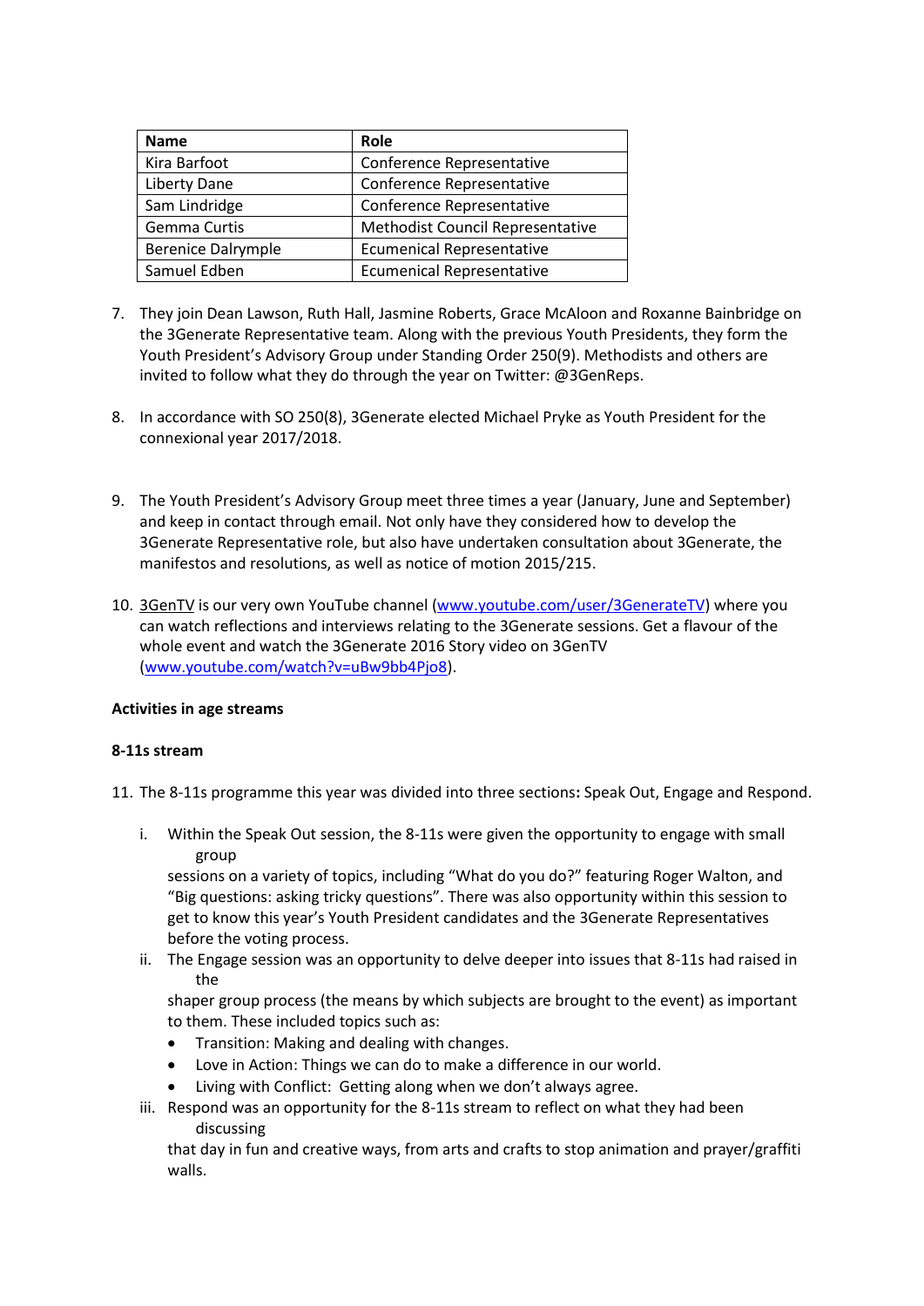| Name | Role |
| --- | --- |
| Kira Barfoot | Conference Representative |
| Liberty Dane | Conference Representative |
| Sam Lindridge | Conference Representative |
| Gemma Curtis | Methodist Council Representative |
| Berenice Dalrymple | Ecumenical Representative |
| Samuel Edben | Ecumenical Representative |

7. They join Dean Lawson, Ruth Hall, Jasmine Roberts, Grace McAloon and Roxanne Bainbridge on the 3Generate Representative team. Along with the previous Youth Presidents, they form the Youth President's Advisory Group under Standing Order 250(9). Methodists and others are invited to follow what they do through the year on Twitter: @3GenReps.

8. In accordance with SO 250(8), 3Generate elected Michael Pryke as Youth President for the connexional year 2017/2018.

9. The Youth President's Advisory Group meet three times a year (January, June and September) and keep in contact through email. Not only have they considered how to develop the 3Generate Representative role, but also have undertaken consultation about 3Generate, the manifestos and resolutions, as well as notice of motion 2015/215.

10. 3GenTV is our very own YouTube channel (www.youtube.com/user/3GenerateTV) where you can watch reflections and interviews relating to the 3Generate sessions. Get a flavour of the whole event and watch the 3Generate 2016 Story video on 3GenTV (www.youtube.com/watch?v=uBw9bb4Pjo8).

**Activities in age streams**

**8-11s stream**

11. The 8-11s programme this year was divided into three sections**:** Speak Out, Engage and Respond.

    i. Within the Speak Out session, the 8-11s were given the opportunity to engage with small group sessions on a variety of topics, including "What do you do?" featuring Roger Walton, and "Big questions: asking tricky questions". There was also opportunity within this session to get to know this year's Youth President candidates and the 3Generate Representatives before the voting process.
    ii. The Engage session was an opportunity to delve deeper into issues that 8-11s had raised in the shaper group process (the means by which subjects are brought to the event) as important to them. These included topics such as:
        - Transition: Making and dealing with changes.
        - Love in Action: Things we can do to make a difference in our world.
        - Living with Conflict: Getting along when we don't always agree.
    iii. Respond was an opportunity for the 8-11s stream to reflect on what they had been discussing that day in fun and creative ways, from arts and crafts to stop animation and prayer/graffiti walls.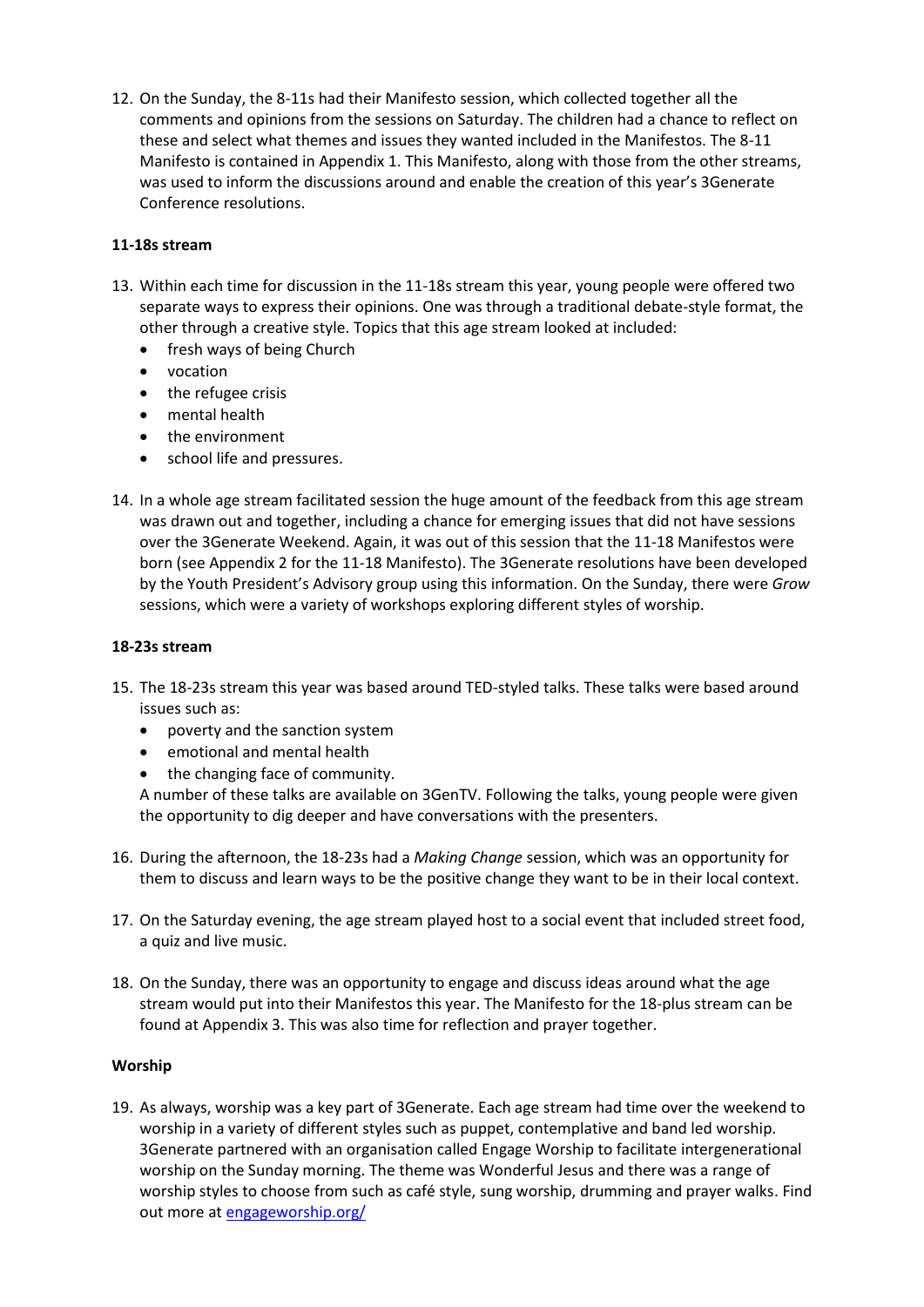12. On the Sunday, the 8-11s had their Manifesto session, which collected together all the comments and opinions from the sessions on Saturday. The children had a chance to reflect on these and select what themes and issues they wanted included in the Manifestos. The 8-11 Manifesto is contained in Appendix 1. This Manifesto, along with those from the other streams, was used to inform the discussions around and enable the creation of this year's 3Generate Conference resolutions.

**11-18s stream**

13. Within each time for discussion in the 11-18s stream this year, young people were offered two separate ways to express their opinions. One was through a traditional debate-style format, the other through a creative style. Topics that this age stream looked at included:
    - fresh ways of being Church
    - vocation
    - the refugee crisis
    - mental health
    - the environment
    - school life and pressures.

14. In a whole age stream facilitated session the huge amount of the feedback from this age stream was drawn out and together, including a chance for emerging issues that did not have sessions over the 3Generate Weekend. Again, it was out of this session that the 11-18 Manifestos were born (see Appendix 2 for the 11-18 Manifesto). The 3Generate resolutions have been developed by the Youth President's Advisory group using this information. On the Sunday, there were *Grow* sessions, which were a variety of workshops exploring different styles of worship.

**18-23s stream**

15. The 18-23s stream this year was based around TED-styled talks. These talks were based around issues such as:
    - poverty and the sanction system
    - emotional and mental health
    - the changing face of community.

    A number of these talks are available on 3GenTV. Following the talks, young people were given the opportunity to dig deeper and have conversations with the presenters.

16. During the afternoon, the 18-23s had a *Making Change* session, which was an opportunity for them to discuss and learn ways to be the positive change they want to be in their local context.

17. On the Saturday evening, the age stream played host to a social event that included street food, a quiz and live music.

18. On the Sunday, there was an opportunity to engage and discuss ideas around what the age stream would put into their Manifestos this year. The Manifesto for the 18-plus stream can be found at Appendix 3. This was also time for reflection and prayer together.

**Worship**

19. As always, worship was a key part of 3Generate. Each age stream had time over the weekend to worship in a variety of different styles such as puppet, contemplative and band led worship. 3Generate partnered with an organisation called Engage Worship to facilitate intergenerational worship on the Sunday morning. The theme was Wonderful Jesus and there was a range of worship styles to choose from such as café style, sung worship, drumming and prayer walks. Find out more at engageworship.org/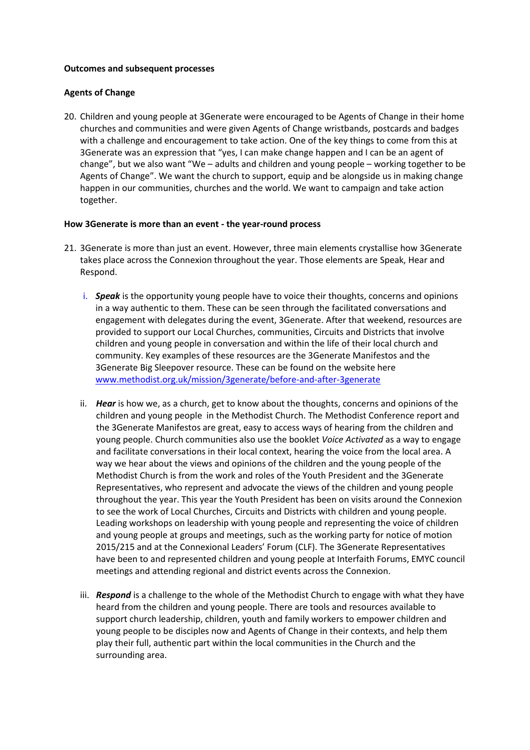**Outcomes and subsequent processes**

**Agents of Change**

20. Children and young people at 3Generate were encouraged to be Agents of Change in their home churches and communities and were given Agents of Change wristbands, postcards and badges with a challenge and encouragement to take action. One of the key things to come from this at 3Generate was an expression that "yes, I can make change happen and I can be an agent of change", but we also want "We – adults and children and young people – working together to be Agents of Change". We want the church to support, equip and be alongside us in making change happen in our communities, churches and the world. We want to campaign and take action together.

**How 3Generate is more than an event - the year-round process**

21. 3Generate is more than just an event. However, three main elements crystallise how 3Generate takes place across the Connexion throughout the year. Those elements are Speak, Hear and Respond.

    i. ***Speak*** is the opportunity young people have to voice their thoughts, concerns and opinions in a way authentic to them. These can be seen through the facilitated conversations and engagement with delegates during the event, 3Generate. After that weekend, resources are provided to support our Local Churches, communities, Circuits and Districts that involve children and young people in conversation and within the life of their local church and community. Key examples of these resources are the 3Generate Manifestos and the 3Generate Big Sleepover resource. These can be found on the website here [www.methodist.org.uk/mission/3generate/before-and-after-3generate](www.methodist.org.uk/mission/3generate/before-and-after-3generate)

    ii. ***Hear*** is how we, as a church, get to know about the thoughts, concerns and opinions of the children and young people in the Methodist Church. The Methodist Conference report and the 3Generate Manifestos are great, easy to access ways of hearing from the children and young people. Church communities also use the booklet *Voice Activated* as a way to engage and facilitate conversations in their local context, hearing the voice from the local area. A way we hear about the views and opinions of the children and the young people of the Methodist Church is from the work and roles of the Youth President and the 3Generate Representatives, who represent and advocate the views of the children and young people throughout the year. This year the Youth President has been on visits around the Connexion to see the work of Local Churches, Circuits and Districts with children and young people. Leading workshops on leadership with young people and representing the voice of children and young people at groups and meetings, such as the working party for notice of motion 2015/215 and at the Connexional Leaders' Forum (CLF). The 3Generate Representatives have been to and represented children and young people at Interfaith Forums, EMYC council meetings and attending regional and district events across the Connexion.

    iii. ***Respond*** is a challenge to the whole of the Methodist Church to engage with what they have heard from the children and young people. There are tools and resources available to support church leadership, children, youth and family workers to empower children and young people to be disciples now and Agents of Change in their contexts, and help them play their full, authentic part within the local communities in the Church and the surrounding area.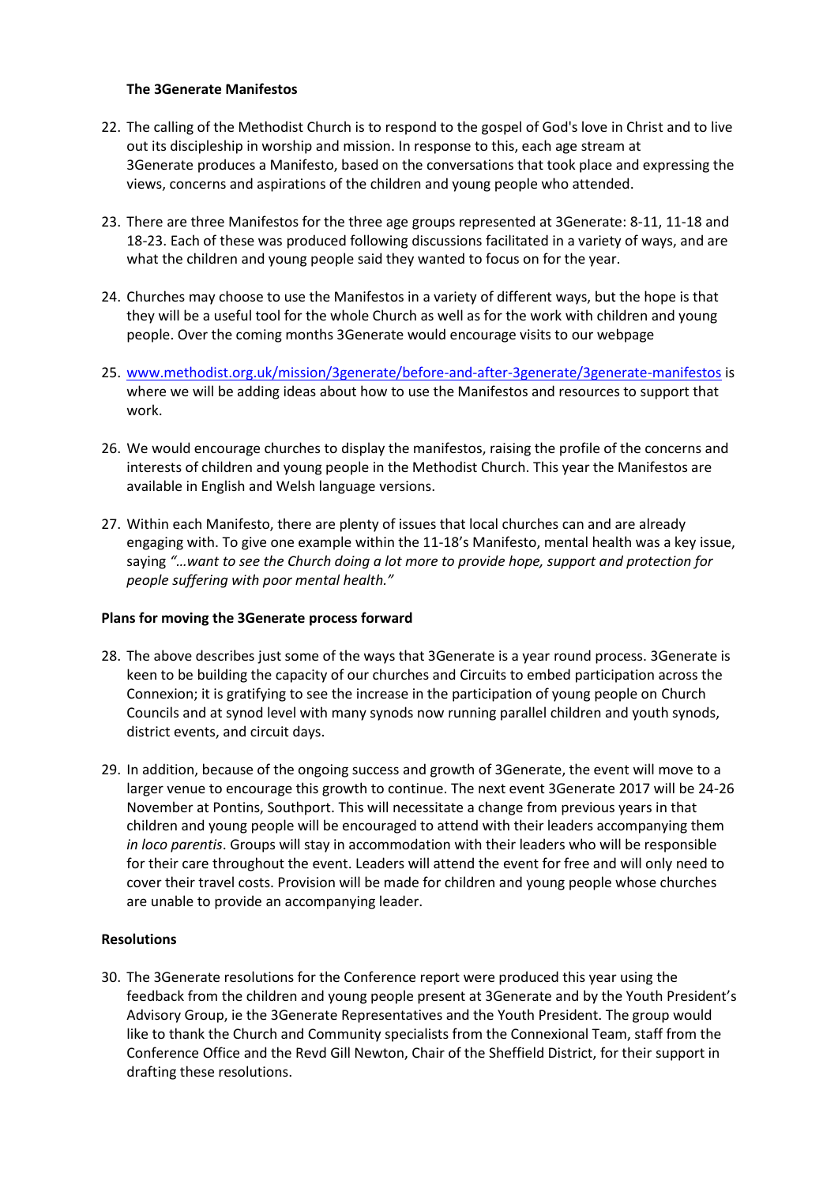**The 3Generate Manifestos**

22. The calling of the Methodist Church is to respond to the gospel of God's love in Christ and to live out its discipleship in worship and mission. In response to this, each age stream at 3Generate produces a Manifesto, based on the conversations that took place and expressing the views, concerns and aspirations of the children and young people who attended.

23. There are three Manifestos for the three age groups represented at 3Generate: 8-11, 11-18 and 18-23. Each of these was produced following discussions facilitated in a variety of ways, and are what the children and young people said they wanted to focus on for the year.

24. Churches may choose to use the Manifestos in a variety of different ways, but the hope is that they will be a useful tool for the whole Church as well as for the work with children and young people. Over the coming months 3Generate would encourage visits to our webpage

25. www.methodist.org.uk/mission/3generate/before-and-after-3generate/3generate-manifestos is where we will be adding ideas about how to use the Manifestos and resources to support that work.

26. We would encourage churches to display the manifestos, raising the profile of the concerns and interests of children and young people in the Methodist Church. This year the Manifestos are available in English and Welsh language versions.

27. Within each Manifesto, there are plenty of issues that local churches can and are already engaging with. To give one example within the 11-18's Manifesto, mental health was a key issue, saying *"…want to see the Church doing a lot more to provide hope, support and protection for people suffering with poor mental health."*

**Plans for moving the 3Generate process forward**

28. The above describes just some of the ways that 3Generate is a year round process. 3Generate is keen to be building the capacity of our churches and Circuits to embed participation across the Connexion; it is gratifying to see the increase in the participation of young people on Church Councils and at synod level with many synods now running parallel children and youth synods, district events, and circuit days.

29. In addition, because of the ongoing success and growth of 3Generate, the event will move to a larger venue to encourage this growth to continue. The next event 3Generate 2017 will be 24-26 November at Pontins, Southport. This will necessitate a change from previous years in that children and young people will be encouraged to attend with their leaders accompanying them *in loco parentis*. Groups will stay in accommodation with their leaders who will be responsible for their care throughout the event. Leaders will attend the event for free and will only need to cover their travel costs. Provision will be made for children and young people whose churches are unable to provide an accompanying leader.

**Resolutions**

30. The 3Generate resolutions for the Conference report were produced this year using the feedback from the children and young people present at 3Generate and by the Youth President's Advisory Group, ie the 3Generate Representatives and the Youth President. The group would like to thank the Church and Community specialists from the Connexional Team, staff from the Conference Office and the Revd Gill Newton, Chair of the Sheffield District, for their support in drafting these resolutions.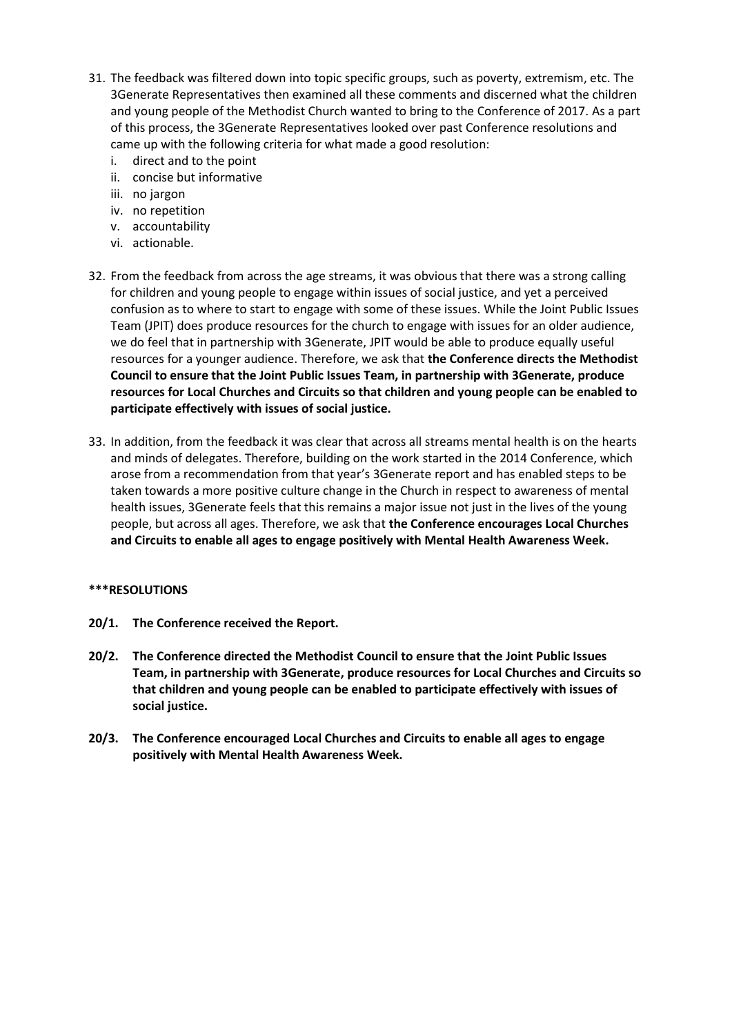31. The feedback was filtered down into topic specific groups, such as poverty, extremism, etc. The 3Generate Representatives then examined all these comments and discerned what the children and young people of the Methodist Church wanted to bring to the Conference of 2017. As a part of this process, the 3Generate Representatives looked over past Conference resolutions and came up with the following criteria for what made a good resolution:
    i. direct and to the point
    ii. concise but informative
    iii. no jargon
    iv. no repetition
    v. accountability
    vi. actionable.

32. From the feedback from across the age streams, it was obvious that there was a strong calling for children and young people to engage within issues of social justice, and yet a perceived confusion as to where to start to engage with some of these issues. While the Joint Public Issues Team (JPIT) does produce resources for the church to engage with issues for an older audience, we do feel that in partnership with 3Generate, JPIT would be able to produce equally useful resources for a younger audience. Therefore, we ask that **the Conference directs the Methodist Council to ensure that the Joint Public Issues Team, in partnership with 3Generate, produce resources for Local Churches and Circuits so that children and young people can be enabled to participate effectively with issues of social justice.**

33. In addition, from the feedback it was clear that across all streams mental health is on the hearts and minds of delegates. Therefore, building on the work started in the 2014 Conference, which arose from a recommendation from that year's 3Generate report and has enabled steps to be taken towards a more positive culture change in the Church in respect to awareness of mental health issues, 3Generate feels that this remains a major issue not just in the lives of the young people, but across all ages. Therefore, we ask that **the Conference encourages Local Churches and Circuits to enable all ages to engage positively with Mental Health Awareness Week.**

**\*\*\*RESOLUTIONS**

**20/1. The Conference received the Report.**

**20/2. The Conference directed the Methodist Council to ensure that the Joint Public Issues Team, in partnership with 3Generate, produce resources for Local Churches and Circuits so that children and young people can be enabled to participate effectively with issues of social justice.**

**20/3. The Conference encouraged Local Churches and Circuits to enable all ages to engage positively with Mental Health Awareness Week.**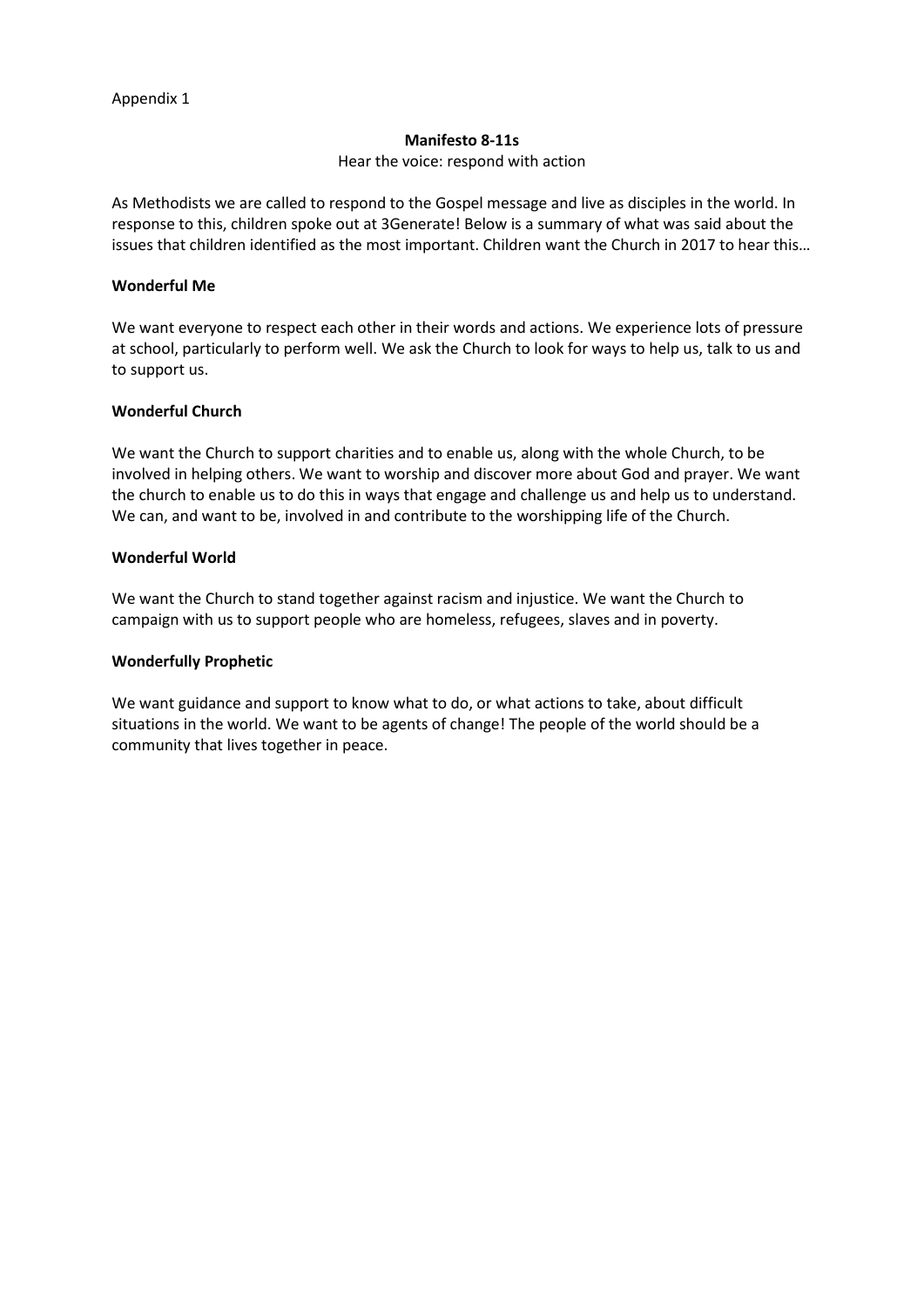Appendix 1

# Manifesto 8-11s

Hear the voice: respond with action

As Methodists we are called to respond to the Gospel message and live as disciples in the world. In response to this, children spoke out at 3Generate! Below is a summary of what was said about the issues that children identified as the most important. Children want the Church in 2017 to hear this…

## Wonderful Me

We want everyone to respect each other in their words and actions. We experience lots of pressure at school, particularly to perform well. We ask the Church to look for ways to help us, talk to us and to support us.

## Wonderful Church

We want the Church to support charities and to enable us, along with the whole Church, to be involved in helping others. We want to worship and discover more about God and prayer. We want the church to enable us to do this in ways that engage and challenge us and help us to understand. We can, and want to be, involved in and contribute to the worshipping life of the Church.

## Wonderful World

We want the Church to stand together against racism and injustice. We want the Church to campaign with us to support people who are homeless, refugees, slaves and in poverty.

## Wonderfully Prophetic

We want guidance and support to know what to do, or what actions to take, about difficult situations in the world. We want to be agents of change! The people of the world should be a community that lives together in peace.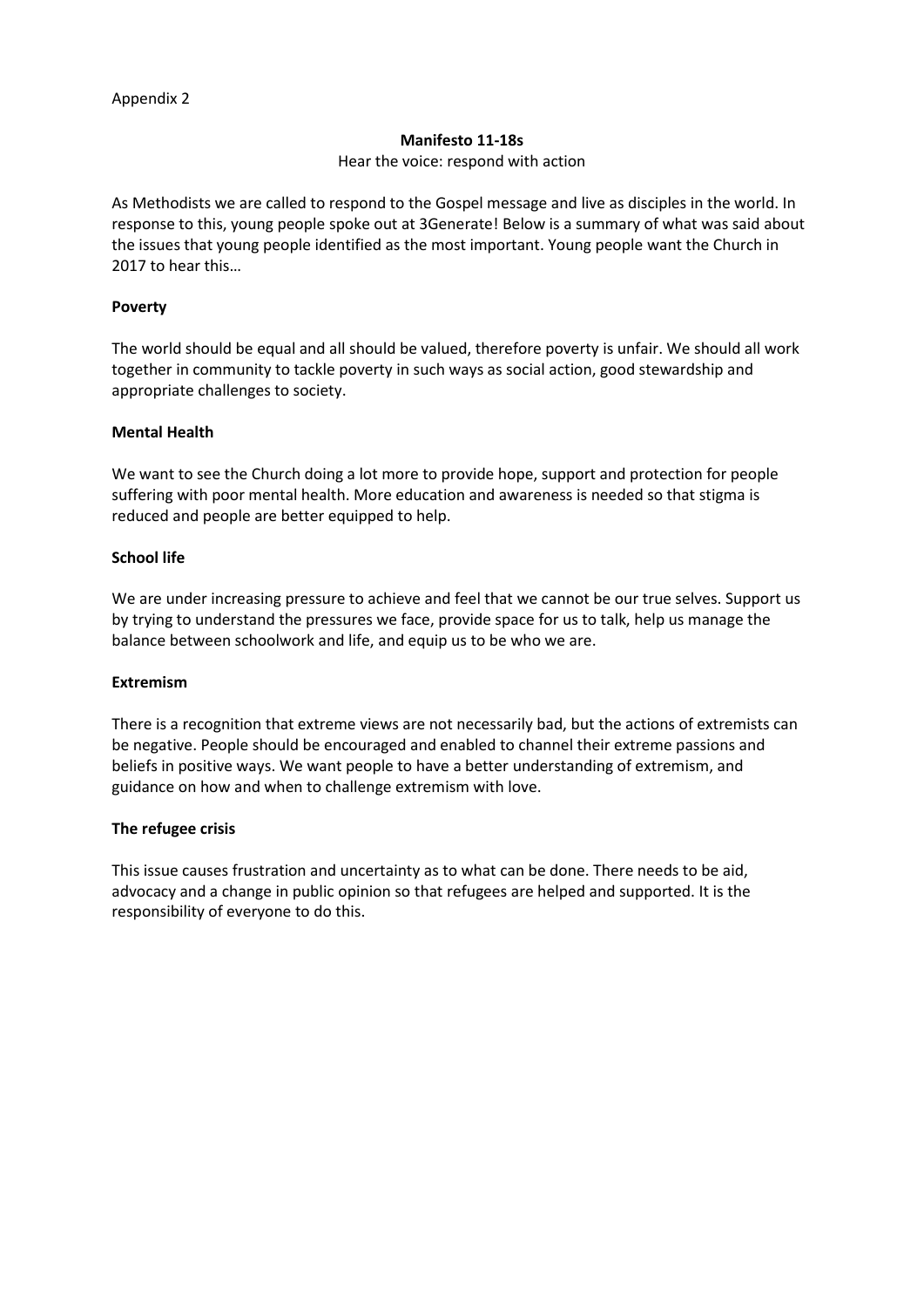Appendix 2

## Manifesto 11-18s

Hear the voice: respond with action

As Methodists we are called to respond to the Gospel message and live as disciples in the world. In response to this, young people spoke out at 3Generate! Below is a summary of what was said about the issues that young people identified as the most important. Young people want the Church in 2017 to hear this…

### Poverty

The world should be equal and all should be valued, therefore poverty is unfair. We should all work together in community to tackle poverty in such ways as social action, good stewardship and appropriate challenges to society.

### Mental Health

We want to see the Church doing a lot more to provide hope, support and protection for people suffering with poor mental health. More education and awareness is needed so that stigma is reduced and people are better equipped to help.

### School life

We are under increasing pressure to achieve and feel that we cannot be our true selves. Support us by trying to understand the pressures we face, provide space for us to talk, help us manage the balance between schoolwork and life, and equip us to be who we are.

### Extremism

There is a recognition that extreme views are not necessarily bad, but the actions of extremists can be negative. People should be encouraged and enabled to channel their extreme passions and beliefs in positive ways. We want people to have a better understanding of extremism, and guidance on how and when to challenge extremism with love.

### The refugee crisis

This issue causes frustration and uncertainty as to what can be done. There needs to be aid, advocacy and a change in public opinion so that refugees are helped and supported. It is the responsibility of everyone to do this.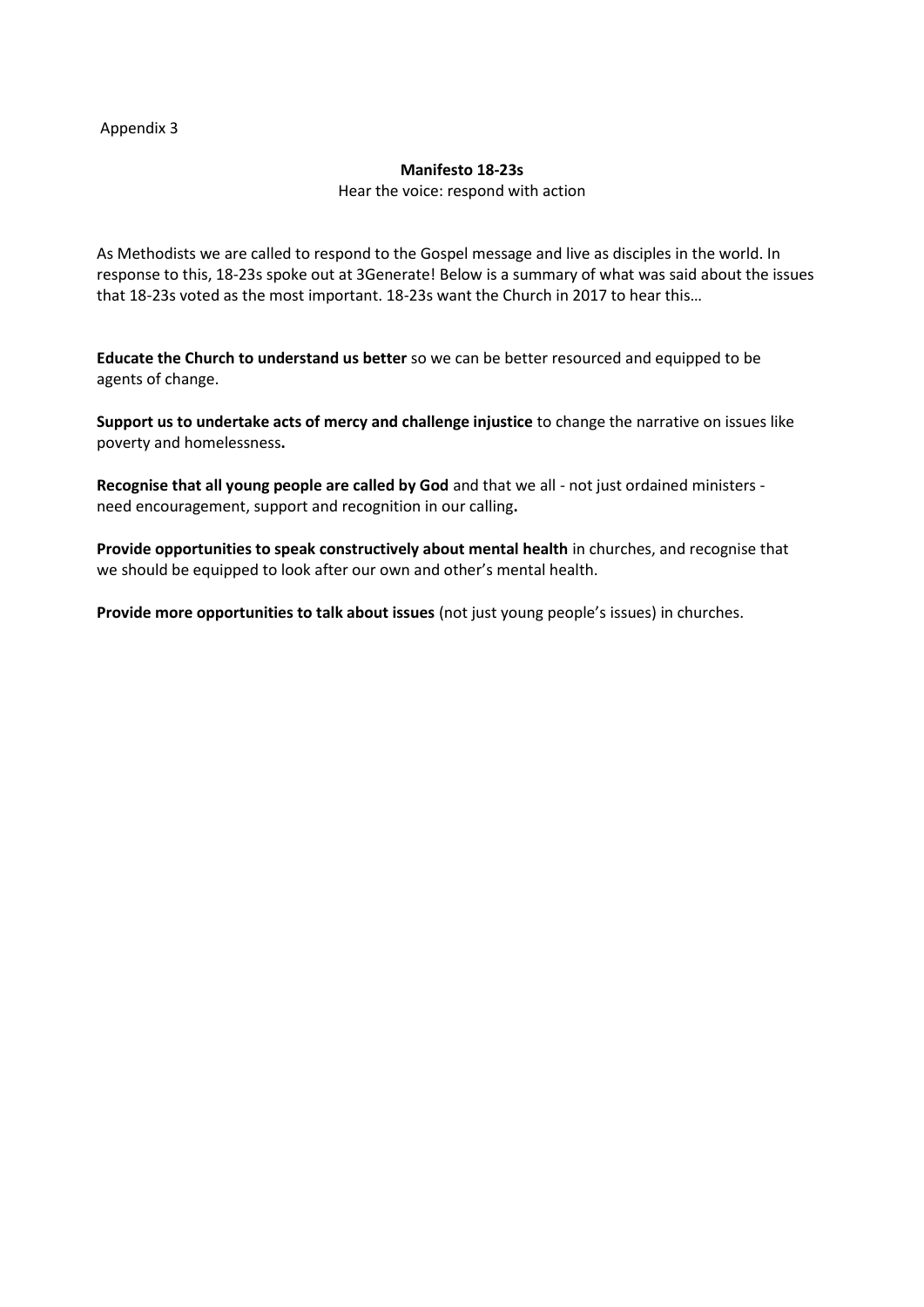Appendix 3

**Manifesto 18-23s**

Hear the voice: respond with action

As Methodists we are called to respond to the Gospel message and live as disciples in the world. In response to this, 18-23s spoke out at 3Generate! Below is a summary of what was said about the issues that 18-23s voted as the most important. 18-23s want the Church in 2017 to hear this…

**Educate the Church to understand us better** so we can be better resourced and equipped to be agents of change.

**Support us to undertake acts of mercy and challenge injustice** to change the narrative on issues like poverty and homelessness**.**

**Recognise that all young people are called by God** and that we all - not just ordained ministers - need encouragement, support and recognition in our calling**.**

**Provide opportunities to speak constructively about mental health** in churches, and recognise that we should be equipped to look after our own and other's mental health.

**Provide more opportunities to talk about issues** (not just young people's issues) in churches.